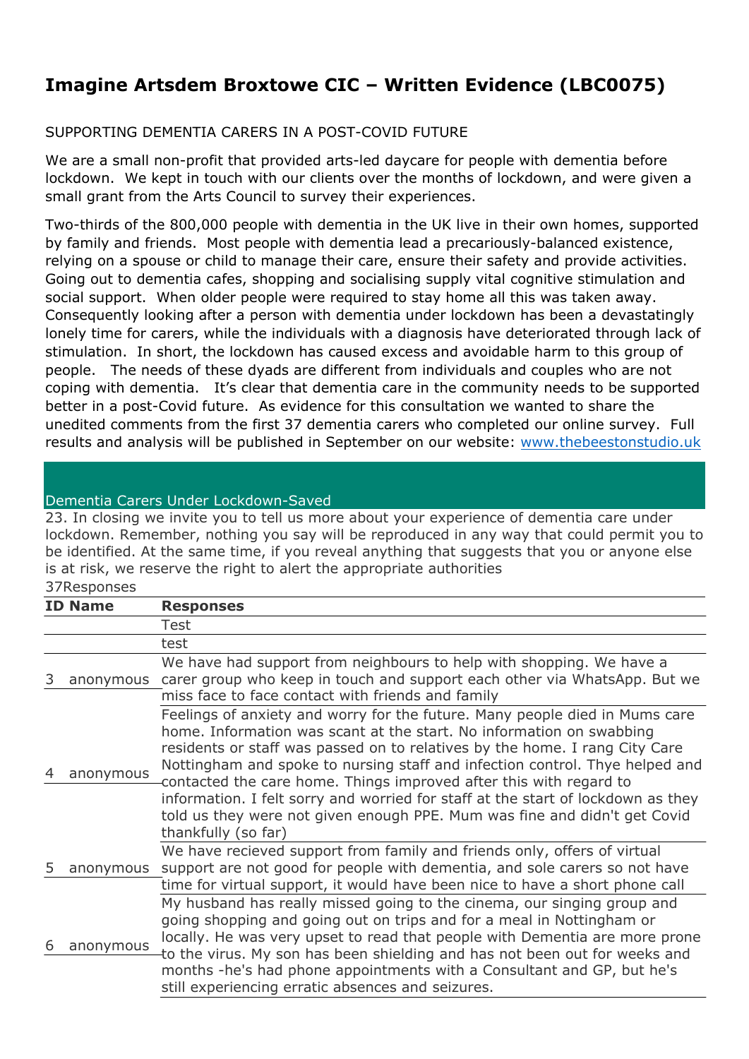# Imagine Artsdem Broxtowe CIC – Written Evidence (LBC0075)

SUPPORTING DEMENTIA CARERS IN A POST-COVID FUTURE

We are a small non-profit that provided arts-led daycare for people with dementia before lockdown. We kept in touch with our clients over the months of lockdown, and were given a small grant from the Arts Council to survey their experiences.

Two-thirds of the 800,000 people with dementia in the UK live in their own homes, supported by family and friends. Most people with dementia lead a precariously-balanced existence, relying on a spouse or child to manage their care, ensure their safety and provide activities. Going out to dementia cafes, shopping and socialising supply vital cognitive stimulation and social support. When older people were required to stay home all this was taken away. Consequently looking after a person with dementia under lockdown has been a devastatingly lonely time for carers, while the individuals with a diagnosis have deteriorated through lack of stimulation. In short, the lockdown has caused excess and avoidable harm to this group of people. The needs of these dyads are different from individuals and couples who are not coping with dementia. It's clear that dementia care in the community needs to be supported better in a post-Covid future. As evidence for this consultation we wanted to share the unedited comments from the first 37 dementia carers who completed our online survey. Full results and analysis will be published in September on our website: www.thebeestonstudio.uk

Dementia Carers Under Lockdown-Saved

23. In closing we invite you to tell us more about your experience of dementia care under lockdown. Remember, nothing you say will be reproduced in any way that could permit you to be identified. At the same time, if you reveal anything that suggests that you or anyone else is at risk, we reserve the right to alert the appropriate authorities

37Responses

| ID | Name | Responses |
|---|---|---|
| | | Test |
| | | test |
| 3 | anonymous | We have had support from neighbours to help with shopping. We have a carer group who keep in touch and support each other via WhatsApp. But we miss face to face contact with friends and family |
| 4 | anonymous | Feelings of anxiety and worry for the future. Many people died in Mums care home. Information was scant at the start. No information on swabbing residents or staff was passed on to relatives by the home. I rang City Care Nottingham and spoke to nursing staff and infection control. Thye helped and contacted the care home. Things improved after this with regard to information. I felt sorry and worried for staff at the start of lockdown as they told us they were not given enough PPE. Mum was fine and didn't get Covid thankfully (so far) |
| 5 | anonymous | We have recieved support from family and friends only, offers of virtual support are not good for people with dementia, and sole carers so not have time for virtual support, it would have been nice to have a short phone call |
| 6 | anonymous | My husband has really missed going to the cinema, our singing group and going shopping and going out on trips and for a meal in Nottingham or locally. He was very upset to read that people with Dementia are more prone to the virus. My son has been shielding and has not been out for weeks and months -he's had phone appointments with a Consultant and GP, but he's still experiencing erratic absences and seizures. |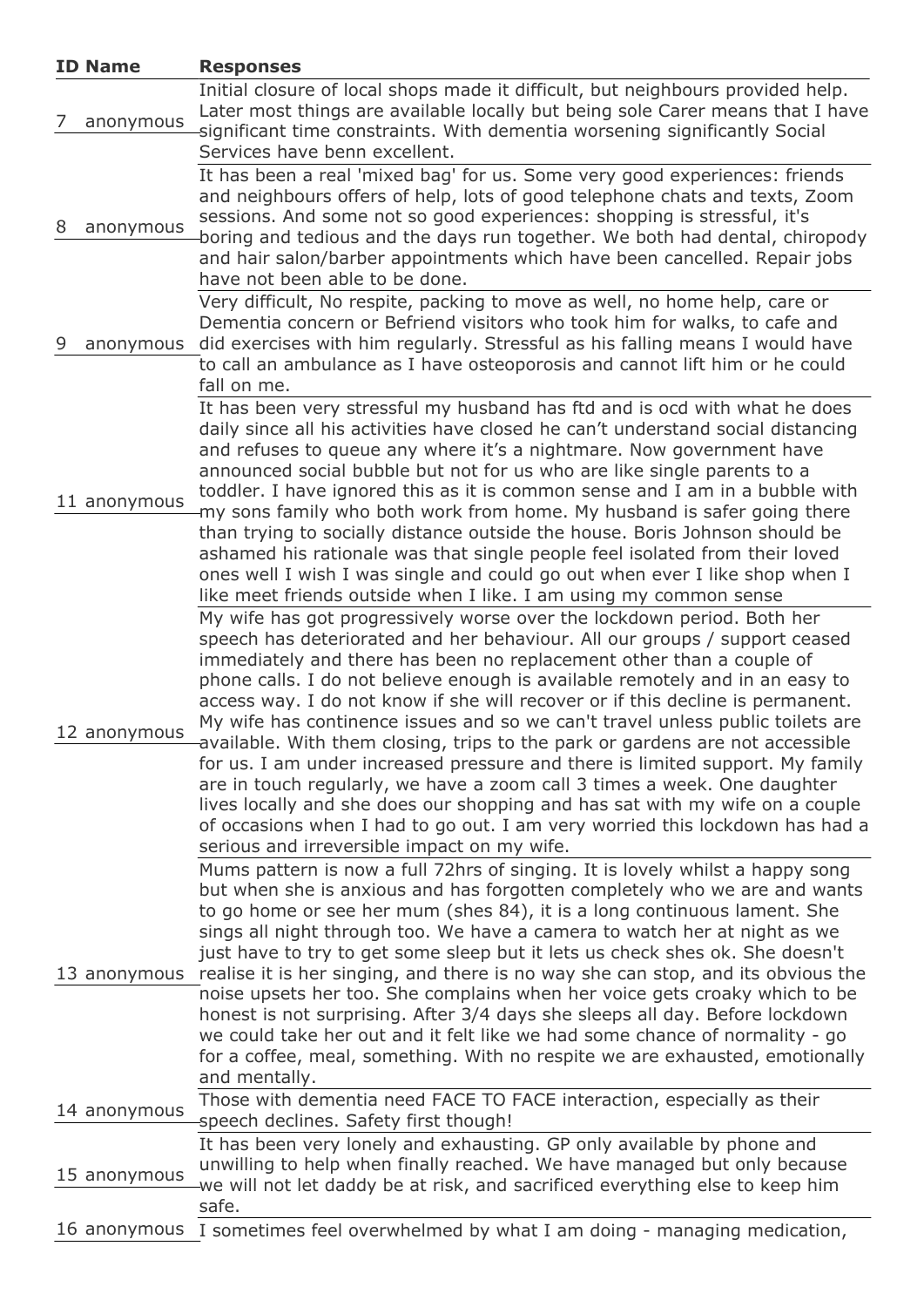| ID | Name | Responses |
|---|---|---|
| 7 | anonymous | Initial closure of local shops made it difficult, but neighbours provided help. Later most things are available locally but being sole Carer means that I have significant time constraints. With dementia worsening significantly Social Services have benn excellent. |
| 8 | anonymous | It has been a real 'mixed bag' for us. Some very good experiences: friends and neighbours offers of help, lots of good telephone chats and texts, Zoom sessions. And some not so good experiences: shopping is stressful, it's boring and tedious and the days run together. We both had dental, chiropody and hair salon/barber appointments which have been cancelled. Repair jobs have not been able to be done. |
| 9 | anonymous | Very difficult, No respite, packing to move as well, no home help, care or Dementia concern or Befriend visitors who took him for walks, to cafe and did exercises with him regularly. Stressful as his falling means I would have to call an ambulance as I have osteoporosis and cannot lift him or he could fall on me. |
| 11 | anonymous | It has been very stressful my husband has ftd and is ocd with what he does daily since all his activities have closed he can't understand social distancing and refuses to queue any where it's a nightmare. Now government have announced social bubble but not for us who are like single parents to a toddler. I have ignored this as it is common sense and I am in a bubble with my sons family who both work from home. My husband is safer going there than trying to socially distance outside the house. Boris Johnson should be ashamed his rationale was that single people feel isolated from their loved ones well I wish I was single and could go out when ever I like shop when I like meet friends outside when I like. I am using my common sense |
| 12 | anonymous | My wife has got progressively worse over the lockdown period. Both her speech has deteriorated and her behaviour. All our groups / support ceased immediately and there has been no replacement other than a couple of phone calls. I do not believe enough is available remotely and in an easy to access way. I do not know if she will recover or if this decline is permanent. My wife has continence issues and so we can't travel unless public toilets are available. With them closing, trips to the park or gardens are not accessible for us. I am under increased pressure and there is limited support. My family are in touch regularly, we have a zoom call 3 times a week. One daughter lives locally and she does our shopping and has sat with my wife on a couple of occasions when I had to go out. I am very worried this lockdown has had a serious and irreversible impact on my wife. |
| 13 | anonymous | Mums pattern is now a full 72hrs of singing. It is lovely whilst a happy song but when she is anxious and has forgotten completely who we are and wants to go home or see her mum (shes 84), it is a long continuous lament. She sings all night through too. We have a camera to watch her at night as we just have to try to get some sleep but it lets us check shes ok. She doesn't realise it is her singing, and there is no way she can stop, and its obvious the noise upsets her too. She complains when her voice gets croaky which to be honest is not surprising. After 3/4 days she sleeps all day. Before lockdown we could take her out and it felt like we had some chance of normality - go for a coffee, meal, something. With no respite we are exhausted, emotionally and mentally. |
| 14 | anonymous | Those with dementia need FACE TO FACE interaction, especially as their speech declines. Safety first though! |
| 15 | anonymous | It has been very lonely and exhausting. GP only available by phone and unwilling to help when finally reached. We have managed but only because we will not let daddy be at risk, and sacrificed everything else to keep him safe. |
| 16 | anonymous | I sometimes feel overwhelmed by what I am doing - managing medication, |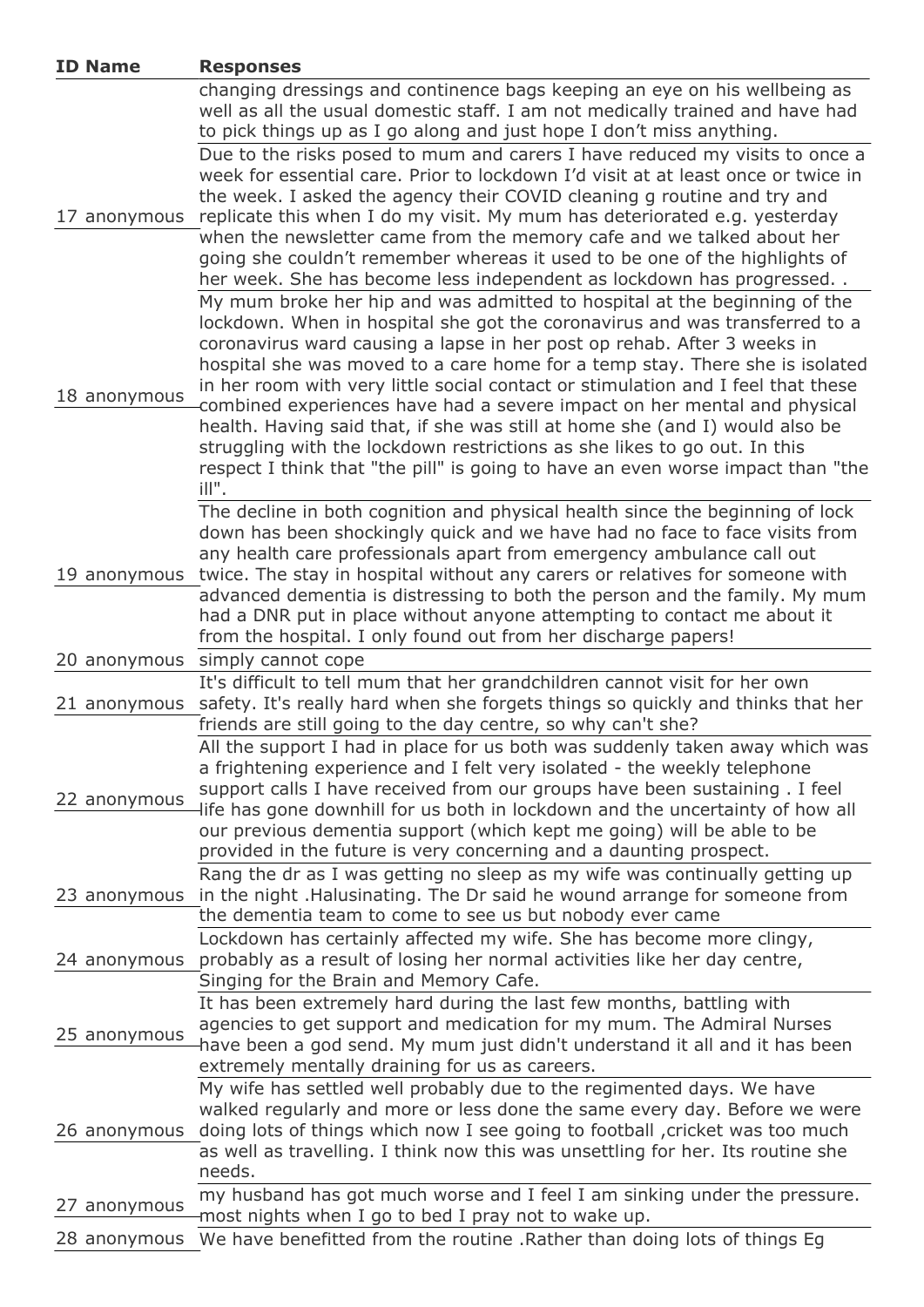| ID Name | Responses |
|---|---|
| | changing dressings and continence bags keeping an eye on his wellbeing as well as all the usual domestic staff. I am not medically trained and have had to pick things up as I go along and just hope I don't miss anything. |
| 17 anonymous | Due to the risks posed to mum and carers I have reduced my visits to once a week for essential care. Prior to lockdown I'd visit at at least once or twice in the week. I asked the agency their COVID cleaning g routine and try and replicate this when I do my visit. My mum has deteriorated e.g. yesterday when the newsletter came from the memory cafe and we talked about her going she couldn't remember whereas it used to be one of the highlights of her week. She has become less independent as lockdown has progressed. . |
| 18 anonymous | My mum broke her hip and was admitted to hospital at the beginning of the lockdown. When in hospital she got the coronavirus and was transferred to a coronavirus ward causing a lapse in her post op rehab. After 3 weeks in hospital she was moved to a care home for a temp stay. There she is isolated in her room with very little social contact or stimulation and I feel that these combined experiences have had a severe impact on her mental and physical health. Having said that, if she was still at home she (and I) would also be struggling with the lockdown restrictions as she likes to go out. In this respect I think that "the pill" is going to have an even worse impact than "the ill". |
| 19 anonymous | The decline in both cognition and physical health since the beginning of lock down has been shockingly quick and we have had no face to face visits from any health care professionals apart from emergency ambulance call out twice. The stay in hospital without any carers or relatives for someone with advanced dementia is distressing to both the person and the family. My mum had a DNR put in place without anyone attempting to contact me about it from the hospital. I only found out from her discharge papers! |
| 20 anonymous | simply cannot cope |
| 21 anonymous | It's difficult to tell mum that her grandchildren cannot visit for her own safety. It's really hard when she forgets things so quickly and thinks that her friends are still going to the day centre, so why can't she? |
| 22 anonymous | All the support I had in place for us both was suddenly taken away which was a frightening experience and I felt very isolated - the weekly telephone support calls I have received from our groups have been sustaining . I feel life has gone downhill for us both in lockdown and the uncertainty of how all our previous dementia support (which kept me going) will be able to be provided in the future is very concerning and a daunting prospect. |
| 23 anonymous | Rang the dr as I was getting no sleep as my wife was continually getting up in the night .Halusinating. The Dr said he wound arrange for someone from the dementia team to come to see us but nobody ever came |
| 24 anonymous | Lockdown has certainly affected my wife. She has become more clingy, probably as a result of losing her normal activities like her day centre, Singing for the Brain and Memory Cafe. |
| 25 anonymous | It has been extremely hard during the last few months, battling with agencies to get support and medication for my mum. The Admiral Nurses have been a god send. My mum just didn't understand it all and it has been extremely mentally draining for us as careers. |
| 26 anonymous | My wife has settled well probably due to the regimented days. We have walked regularly and more or less done the same every day. Before we were doing lots of things which now I see going to football ,cricket was too much as well as travelling. I think now this was unsettling for her. Its routine she needs. |
| 27 anonymous | my husband has got much worse and I feel I am sinking under the pressure. most nights when I go to bed I pray not to wake up. |
| 28 anonymous | We have benefitted from the routine .Rather than doing lots of things Eg |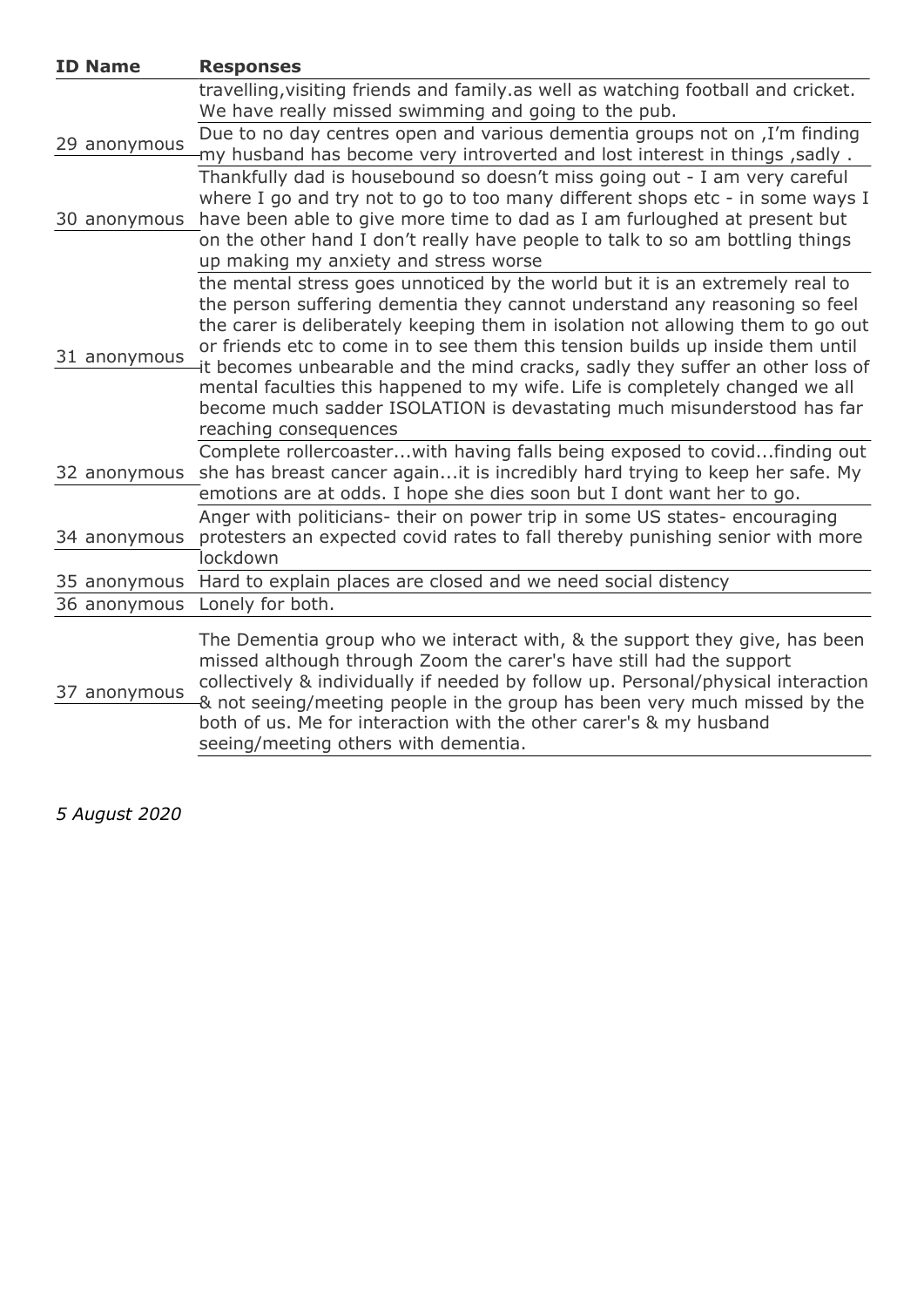| ID Name | Responses |
|---|---|
| | travelling,visiting friends and family.as well as watching football and cricket. We have really missed swimming and going to the pub. |
| 29 anonymous | Due to no day centres open and various dementia groups not on ,I'm finding my husband has become very introverted and lost interest in things ,sadly . |
| 30 anonymous | Thankfully dad is housebound so doesn't miss going out - I am very careful where I go and try not to go to too many different shops etc - in some ways I have been able to give more time to dad as I am furloughed at present but on the other hand I don't really have people to talk to so am bottling things up making my anxiety and stress worse |
| 31 anonymous | the mental stress goes unnoticed by the world but it is an extremely real to the person suffering dementia they cannot understand any reasoning so feel the carer is deliberately keeping them in isolation not allowing them to go out or friends etc to come in to see them this tension builds up inside them until it becomes unbearable and the mind cracks, sadly they suffer an other loss of mental faculties this happened to my wife. Life is completely changed we all become much sadder ISOLATION is devastating much misunderstood has far reaching consequences |
| 32 anonymous | Complete rollercoaster...with having falls being exposed to covid...finding out she has breast cancer again...it is incredibly hard trying to keep her safe. My emotions are at odds. I hope she dies soon but I dont want her to go. |
| 34 anonymous | Anger with politicians- their on power trip in some US states- encouraging protesters an expected covid rates to fall thereby punishing senior with more lockdown |
| 35 anonymous | Hard to explain places are closed and we need social distency |
| 36 anonymous | Lonely for both. |
| 37 anonymous | The Dementia group who we interact with, & the support they give, has been missed although through Zoom the carer's have still had the support collectively & individually if needed by follow up. Personal/physical interaction & not seeing/meeting people in the group has been very much missed by the both of us. Me for interaction with the other carer's & my husband seeing/meeting others with dementia. |

*5 August 2020*